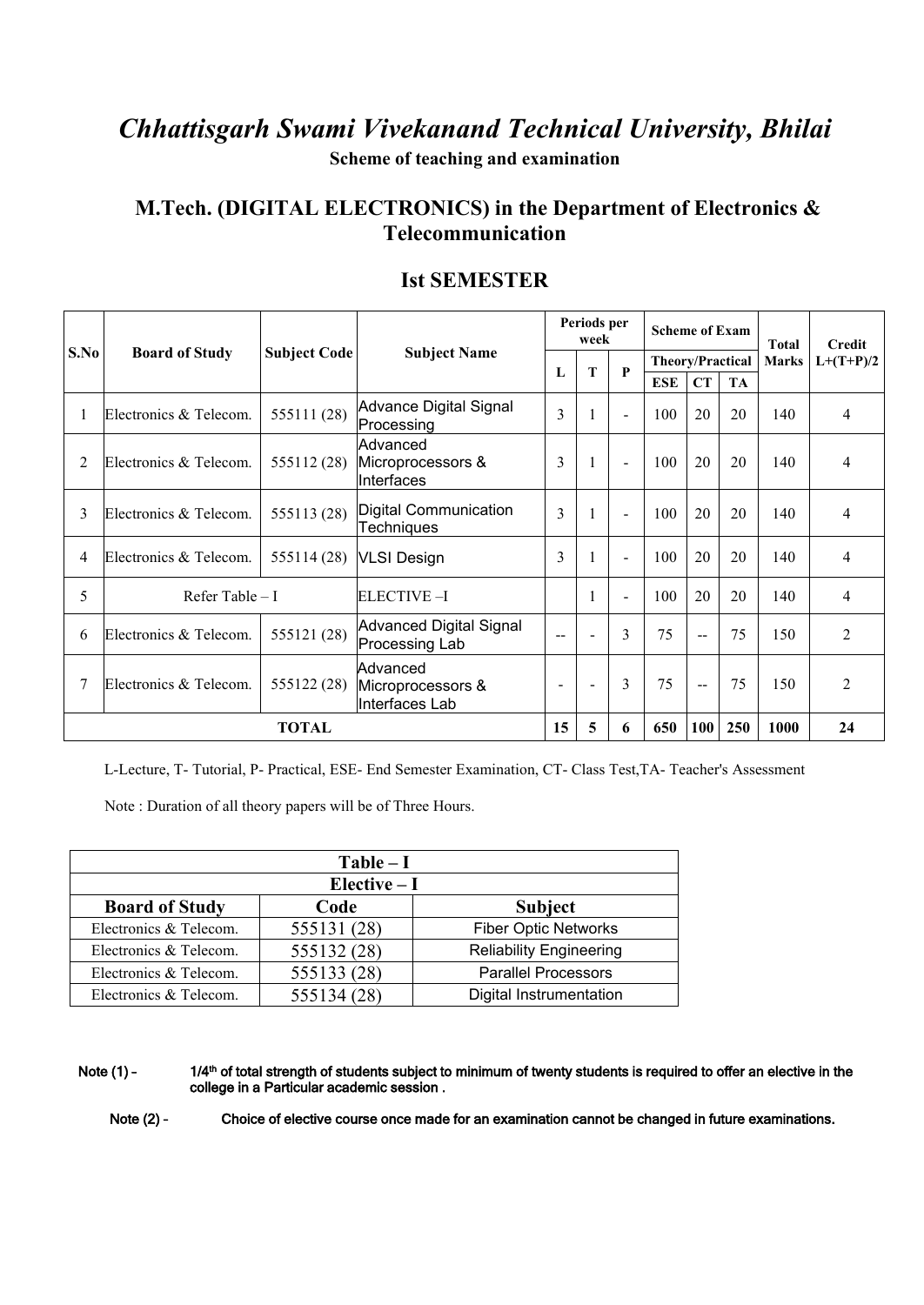# *Chhattisgarh Swami Vivekanand Technical University, Bhilai*

**Scheme of teaching and examination**

## M.Tech. (DIGITAL ELECTRONICS) in the Department of Electronics & Telecommunication

## Ist SEMESTER

| S.No | Board of Study | Subject Code | Subject Name | Periods per week | | | Scheme of Exam | | | Total Marks | Credit L+(T+P)/2 |
|---|---|---|---|---|---|---|---|---|---|---|---|
| | | | | L | T | P | Theory/Practical | | | | |
| | | | | | | | ESE | CT | TA | | |
| 1 | Electronics & Telecom. | 555111 (28) | Advance Digital Signal Processing | 3 | 1 | - | 100 | 20 | 20 | 140 | 4 |
| 2 | Electronics & Telecom. | 555112 (28) | Advanced Microprocessors & Interfaces | 3 | 1 | - | 100 | 20 | 20 | 140 | 4 |
| 3 | Electronics & Telecom. | 555113 (28) | Digital Communication Techniques | 3 | 1 | - | 100 | 20 | 20 | 140 | 4 |
| 4 | Electronics & Telecom. | 555114 (28) | VLSI Design | 3 | 1 | - | 100 | 20 | 20 | 140 | 4 |
| 5 | Refer Table – I | | ELECTIVE –I | | 1 | - | 100 | 20 | 20 | 140 | 4 |
| 6 | Electronics & Telecom. | 555121 (28) | Advanced Digital Signal Processing Lab | -- | - | 3 | 75 | -- | 75 | 150 | 2 |
| 7 | Electronics & Telecom. | 555122 (28) | Advanced Microprocessors & Interfaces Lab | - | - | 3 | 75 | -- | 75 | 150 | 2 |
| | **TOTAL** | | | **15** | **5** | **6** | **650** | **100** | **250** | **1000** | **24** |

L-Lecture, T- Tutorial, P- Practical, ESE- End Semester Examination, CT- Class Test,TA- Teacher's Assessment

Note : Duration of all theory papers will be of Three Hours.

| Table – I | | |
|---|---|---|
| **Elective – I** | | |
| **Board of Study** | **Code** | **Subject** |
| Electronics & Telecom. | 555131 (28) | Fiber Optic Networks |
| Electronics & Telecom. | 555132 (28) | Reliability Engineering |
| Electronics & Telecom. | 555133 (28) | Parallel Processors |
| Electronics & Telecom. | 555134 (28) | Digital Instrumentation |

Note (1) – 1/4th of total strength of students subject to minimum of twenty students is required to offer an elective in the college in a Particular academic session .

Note (2) - Choice of elective course once made for an examination cannot be changed in future examinations.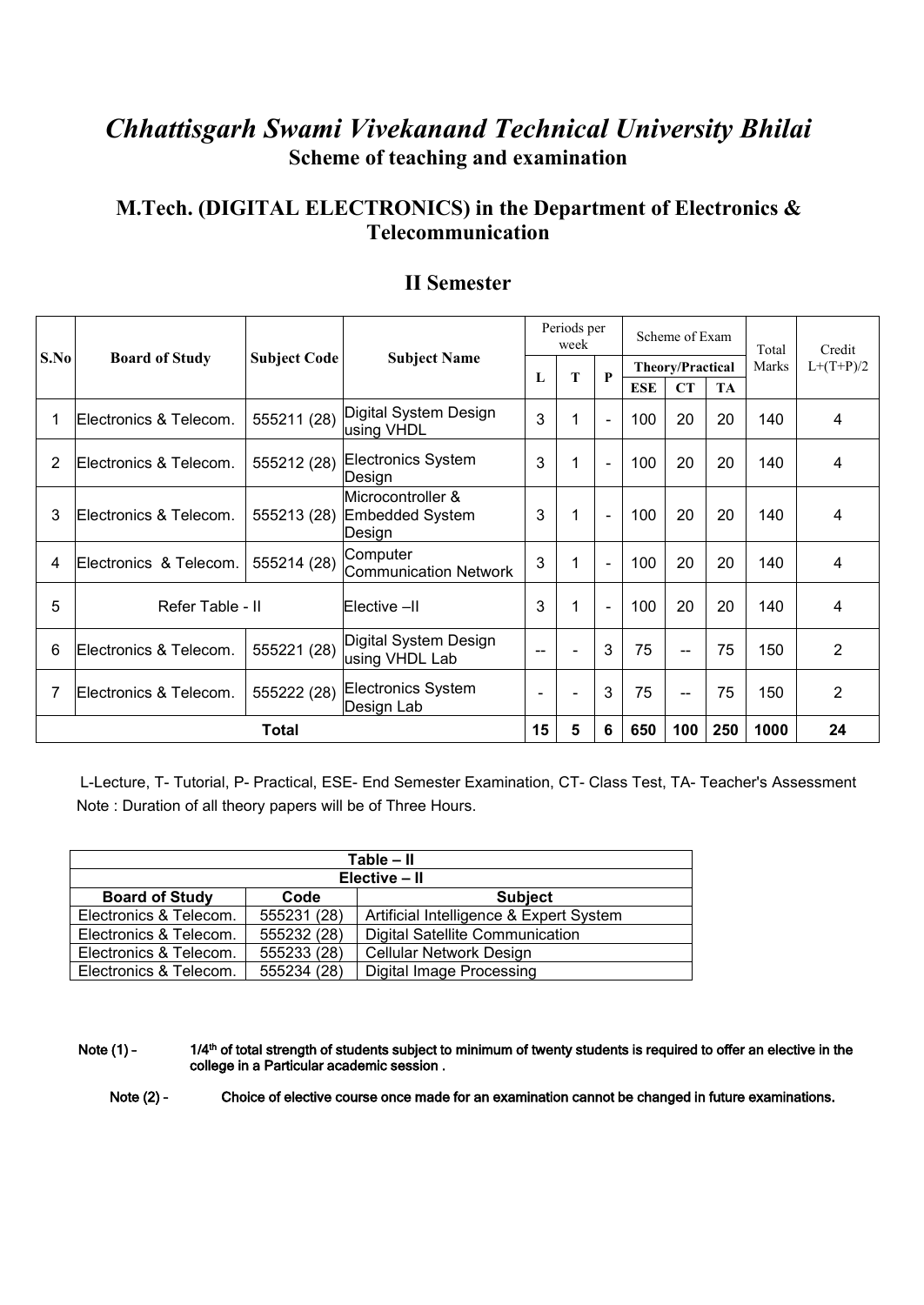# *Chhattisgarh Swami Vivekanand Technical University Bhilai*

## Scheme of teaching and examination

## M.Tech. (DIGITAL ELECTRONICS) in the Department of Electronics & Telecommunication

## II Semester

| S.No | Board of Study | Subject Code | Subject Name | Periods per week | | | Scheme of Exam | | | Total Marks | Credit L+(T+P)/2 |
|---|---|---|---|---|---|---|---|---|---|---|---|
| | | | | L | T | P | Theory/Practical | | | | |
| | | | | | | | ESE | CT | TA | | |
| 1 | Electronics & Telecom. | 555211 (28) | Digital System Design using VHDL | 3 | 1 | - | 100 | 20 | 20 | 140 | 4 |
| 2 | Electronics & Telecom. | 555212 (28) | Electronics System Design | 3 | 1 | - | 100 | 20 | 20 | 140 | 4 |
| 3 | Electronics & Telecom. | 555213 (28) | Microcontroller & Embedded System Design | 3 | 1 | - | 100 | 20 | 20 | 140 | 4 |
| 4 | Electronics & Telecom. | 555214 (28) | Computer Communication Network | 3 | 1 | - | 100 | 20 | 20 | 140 | 4 |
| 5 | Refer Table - II | | Elective –II | 3 | 1 | - | 100 | 20 | 20 | 140 | 4 |
| 6 | Electronics & Telecom. | 555221 (28) | Digital System Design using VHDL Lab | -- | - | 3 | 75 | -- | 75 | 150 | 2 |
| 7 | Electronics & Telecom. | 555222 (28) | Electronics System Design Lab | - | - | 3 | 75 | -- | 75 | 150 | 2 |
| | **Total** | | | **15** | **5** | **6** | **650** | **100** | **250** | **1000** | **24** |

L-Lecture, T- Tutorial, P- Practical, ESE- End Semester Examination, CT- Class Test, TA- Teacher's Assessment

Note : Duration of all theory papers will be of Three Hours.

| **Table – II** | | |
|---|---|---|
| **Elective – II** | | |
| **Board of Study** | **Code** | **Subject** |
| Electronics & Telecom. | 555231 (28) | Artificial Intelligence & Expert System |
| Electronics & Telecom. | 555232 (28) | Digital Satellite Communication |
| Electronics & Telecom. | 555233 (28) | Cellular Network Design |
| Electronics & Telecom. | 555234 (28) | Digital Image Processing |

**Note (1) -** **1/4th of total strength of students subject to minimum of twenty students is required to offer an elective in the college in a Particular academic session .**

**Note (2) -** **Choice of elective course once made for an examination cannot be changed in future examinations.**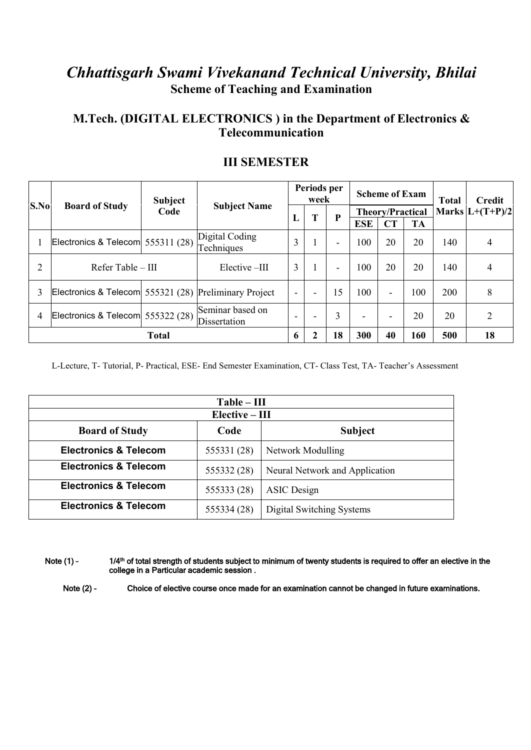# *Chhattisgarh Swami Vivekanand Technical University, Bhilai*

## Scheme of Teaching and Examination

## M.Tech. (DIGITAL ELECTRONICS ) in the Department of Electronics & Telecommunication

## III SEMESTER

| S.No | Board of Study | Subject Code | Subject Name | Periods per week | | | Scheme of Exam | | | Total Marks | Credit L+(T+P)/2 |
|---|---|---|---|---|---|---|---|---|---|---|---|
| | | | | L | T | P | Theory/Practical | | | | |
| | | | | | | | ESE | CT | TA | | |
| 1 | Electronics & Telecom | 555311 (28) | Digital Coding Techniques | 3 | 1 | - | 100 | 20 | 20 | 140 | 4 |
| 2 | Refer Table – III | | Elective –III | 3 | 1 | - | 100 | 20 | 20 | 140 | 4 |
| 3 | Electronics & Telecom | 555321 (28) | Preliminary Project | - | - | 15 | 100 | - | 100 | 200 | 8 |
| 4 | Electronics & Telecom | 555322 (28) | Seminar based on Dissertation | - | - | 3 | - | - | 20 | 20 | 2 |
| **Total** | | | | **6** | **2** | **18** | **300** | **40** | **160** | **500** | **18** |

L-Lecture, T- Tutorial, P- Practical, ESE- End Semester Examination, CT- Class Test, TA- Teacher's Assessment

| Table – III | | |
|---|---|---|
| **Elective – III** | | |
| **Board of Study** | **Code** | **Subject** |
| **Electronics & Telecom** | 555331 (28) | Network Modulling |
| **Electronics & Telecom** | 555332 (28) | Neural Network and Application |
| **Electronics & Telecom** | 555333 (28) | ASIC Design |
| **Electronics & Telecom** | 555334 (28) | Digital Switching Systems |

Note (1) – 1/4th of total strength of students subject to minimum of twenty students is required to offer an elective in the college in a Particular academic session .

Note (2) – Choice of elective course once made for an examination cannot be changed in future examinations.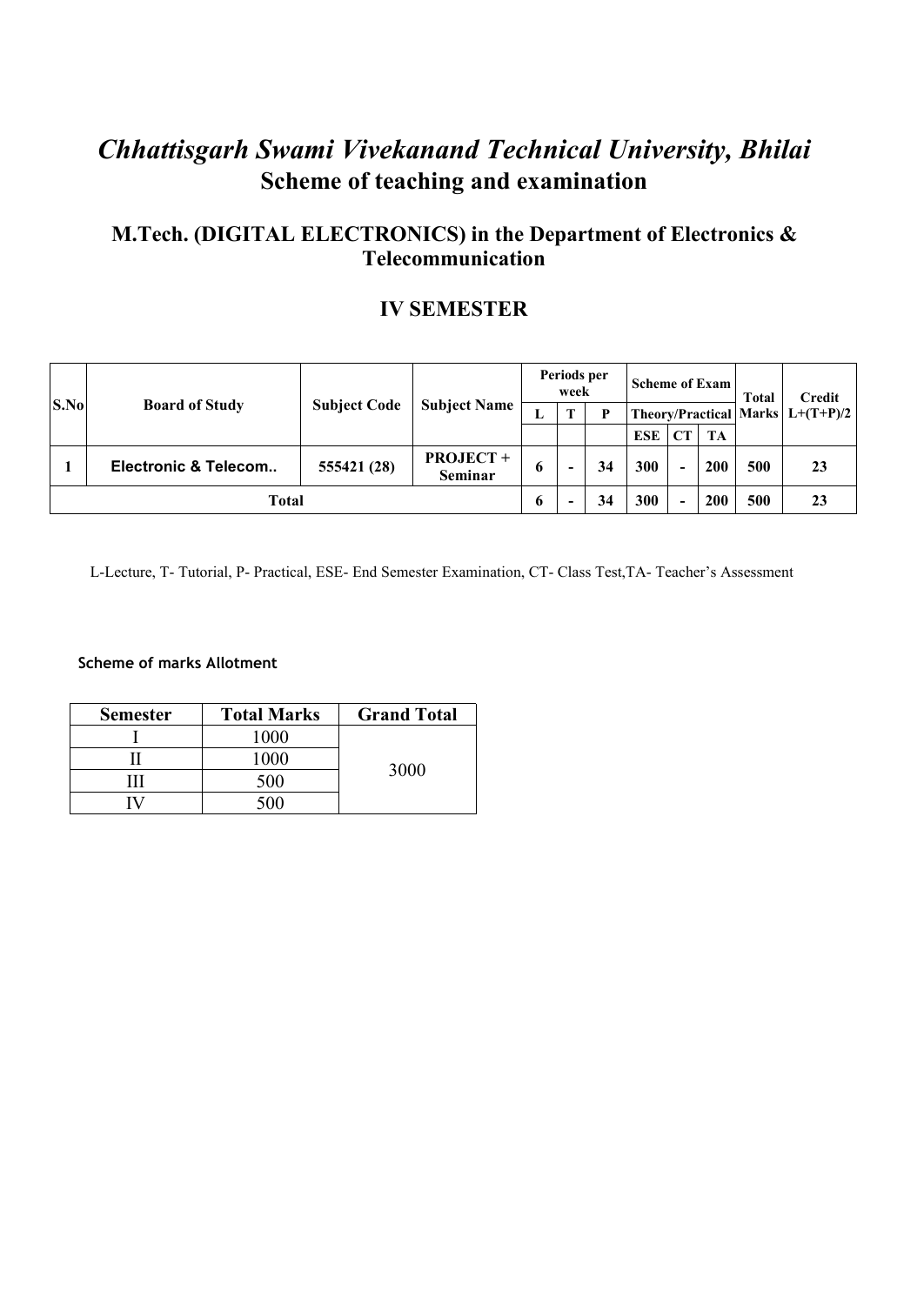# *Chhattisgarh Swami Vivekanand Technical University, Bhilai*

## Scheme of teaching and examination

### M.Tech. (DIGITAL ELECTRONICS) in the Department of Electronics & Telecommunication

### IV SEMESTER

| S.No | Board of Study | Subject Code | Subject Name | Periods per week | | | Scheme of Exam | | | Total Marks | Credit L+(T+P)/2 |
|---|---|---|---|---|---|---|---|---|---|---|---|
| | | | | L | T | P | Theory/Practical | | | | |
| | | | | | | | ESE | CT | TA | | |
| 1 | Electronic & Telecom.. | 555421 (28) | PROJECT + Seminar | 6 | - | 34 | 300 | - | 200 | 500 | 23 |
| Total | | | | 6 | - | 34 | 300 | - | 200 | 500 | 23 |

L-Lecture, T- Tutorial, P- Practical, ESE- End Semester Examination, CT- Class Test,TA- Teacher's Assessment

**Scheme of marks Allotment**

| Semester | Total Marks | Grand Total |
|---|---|---|
| I | 1000 | 3000 |
| II | 1000 | |
| III | 500 | |
| IV | 500 | |